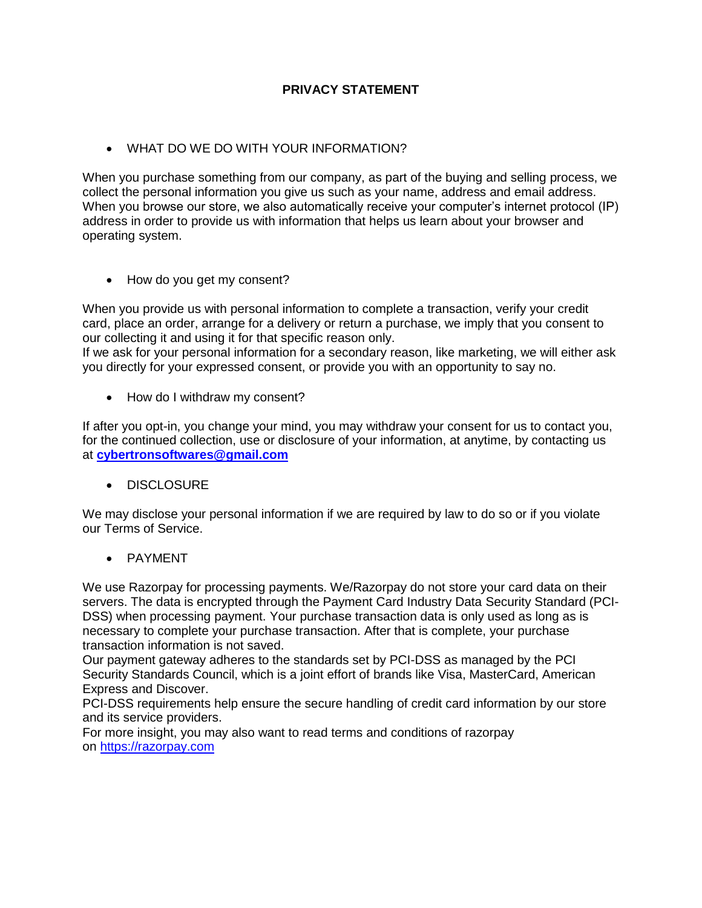# PRIVACY STATEMENT

- WHAT DO WE DO WITH YOUR INFORMATION?

When you purchase something from our company, as part of the buying and selling process, we collect the personal information you give us such as your name, address and email address. When you browse our store, we also automatically receive your computer's internet protocol (IP) address in order to provide us with information that helps us learn about your browser and operating system.

- How do you get my consent?

When you provide us with personal information to complete a transaction, verify your credit card, place an order, arrange for a delivery or return a purchase, we imply that you consent to our collecting it and using it for that specific reason only.
If we ask for your personal information for a secondary reason, like marketing, we will either ask you directly for your expressed consent, or provide you with an opportunity to say no.

- How do I withdraw my consent?

If after you opt-in, you change your mind, you may withdraw your consent for us to contact you, for the continued collection, use or disclosure of your information, at anytime, by contacting us at **cybertronsoftwares@gmail.com**

- DISCLOSURE

We may disclose your personal information if we are required by law to do so or if you violate our Terms of Service.

- PAYMENT

We use Razorpay for processing payments. We/Razorpay do not store your card data on their servers. The data is encrypted through the Payment Card Industry Data Security Standard (PCI-DSS) when processing payment. Your purchase transaction data is only used as long as is necessary to complete your purchase transaction. After that is complete, your purchase transaction information is not saved.
Our payment gateway adheres to the standards set by PCI-DSS as managed by the PCI Security Standards Council, which is a joint effort of brands like Visa, MasterCard, American Express and Discover.
PCI-DSS requirements help ensure the secure handling of credit card information by our store and its service providers.
For more insight, you may also want to read terms and conditions of razorpay on https://razorpay.com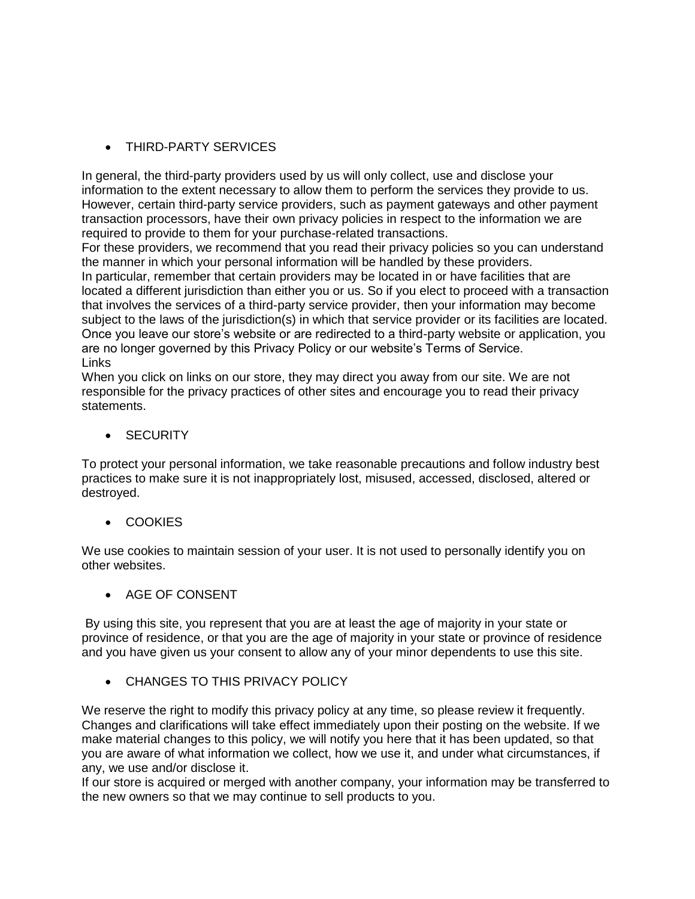- THIRD-PARTY SERVICES

In general, the third-party providers used by us will only collect, use and disclose your information to the extent necessary to allow them to perform the services they provide to us. However, certain third-party service providers, such as payment gateways and other payment transaction processors, have their own privacy policies in respect to the information we are required to provide to them for your purchase-related transactions.

For these providers, we recommend that you read their privacy policies so you can understand the manner in which your personal information will be handled by these providers.

In particular, remember that certain providers may be located in or have facilities that are located a different jurisdiction than either you or us. So if you elect to proceed with a transaction that involves the services of a third-party service provider, then your information may become subject to the laws of the jurisdiction(s) in which that service provider or its facilities are located.

Once you leave our store's website or are redirected to a third-party website or application, you are no longer governed by this Privacy Policy or our website's Terms of Service.

Links

When you click on links on our store, they may direct you away from our site. We are not responsible for the privacy practices of other sites and encourage you to read their privacy statements.

- SECURITY

To protect your personal information, we take reasonable precautions and follow industry best practices to make sure it is not inappropriately lost, misused, accessed, disclosed, altered or destroyed.

- COOKIES

We use cookies to maintain session of your user. It is not used to personally identify you on other websites.

- AGE OF CONSENT

By using this site, you represent that you are at least the age of majority in your state or province of residence, or that you are the age of majority in your state or province of residence and you have given us your consent to allow any of your minor dependents to use this site.

- CHANGES TO THIS PRIVACY POLICY

We reserve the right to modify this privacy policy at any time, so please review it frequently. Changes and clarifications will take effect immediately upon their posting on the website. If we make material changes to this policy, we will notify you here that it has been updated, so that you are aware of what information we collect, how we use it, and under what circumstances, if any, we use and/or disclose it.

If our store is acquired or merged with another company, your information may be transferred to the new owners so that we may continue to sell products to you.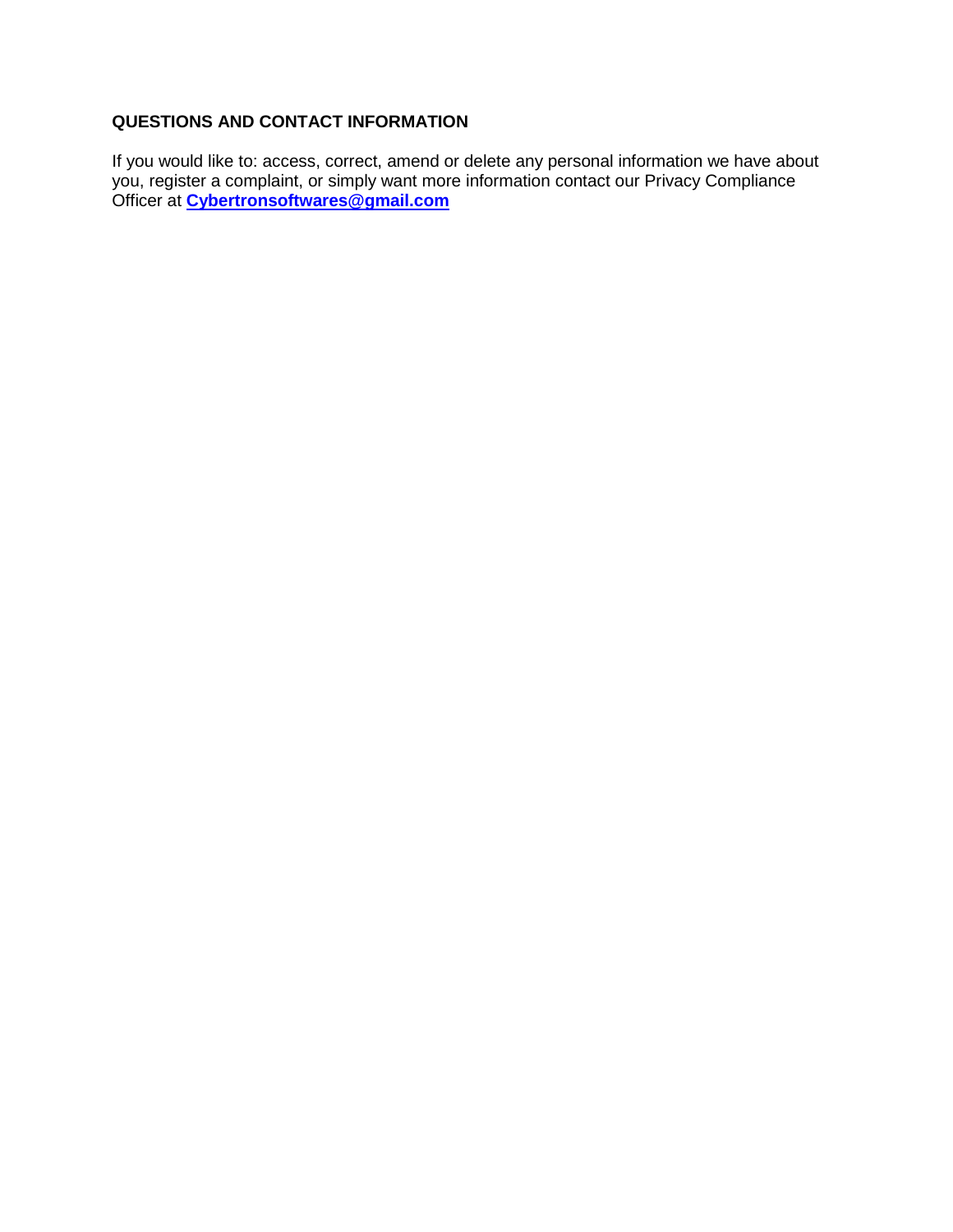## QUESTIONS AND CONTACT INFORMATION

If you would like to: access, correct, amend or delete any personal information we have about you, register a complaint, or simply want more information contact our Privacy Compliance Officer at **Cybertronsoftwares@gmail.com**